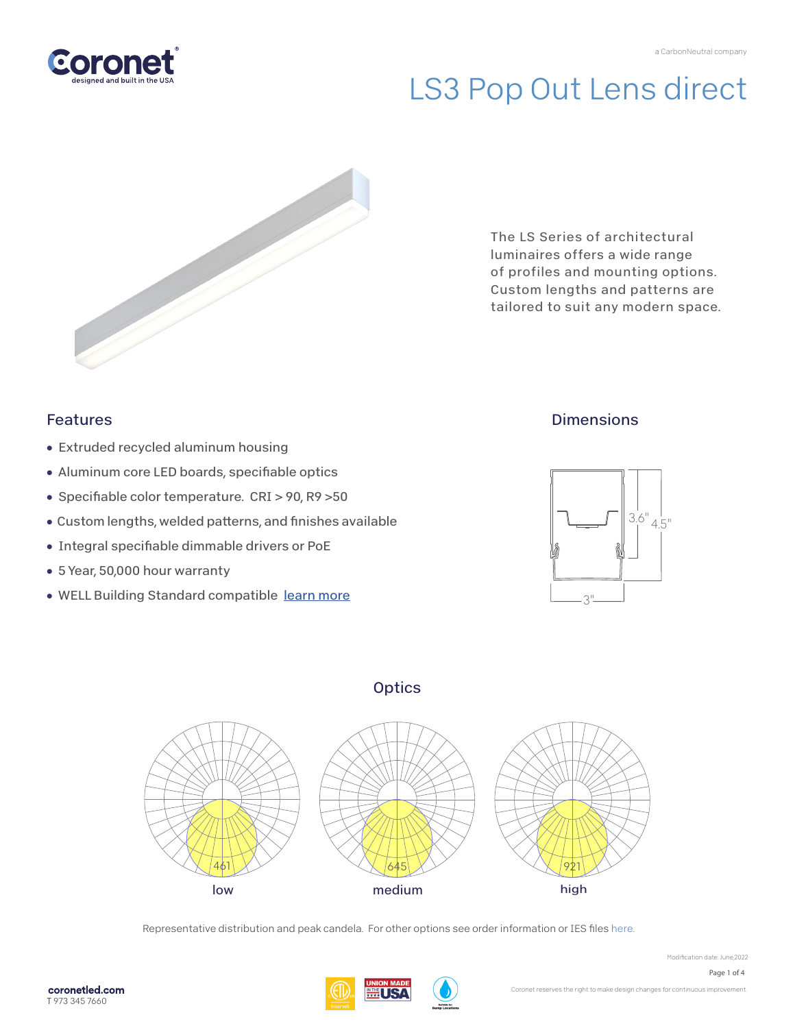# LS3 Pop Out Lens direct

The LS Series of architectural luminaires offers a wide range of profiles and mounting options. Custom lengths and patterns are tailored to suit any modern space.

## Features

- Extruded recycled aluminum housing
- Aluminum core LED boards, specifiable optics
- Specifiable color temperature. CRI > 90, R9 >50
- Custom lengths, welded patterns, and finishes available
- Integral specifiable dimmable drivers or PoE
- 5 Year, 50,000 hour warranty
- WELL Building Standard compatible learn more

## Dimensions

3.6"
4.5"
3"

## Optics

461
low

645
medium

921
high

Representative distribution and peak candela. For other options see order information or IES files here.

Modification date: June,2022

coronetled.com
T 973 345 7660

Coronet reserves the right to make design changes for continuous improvement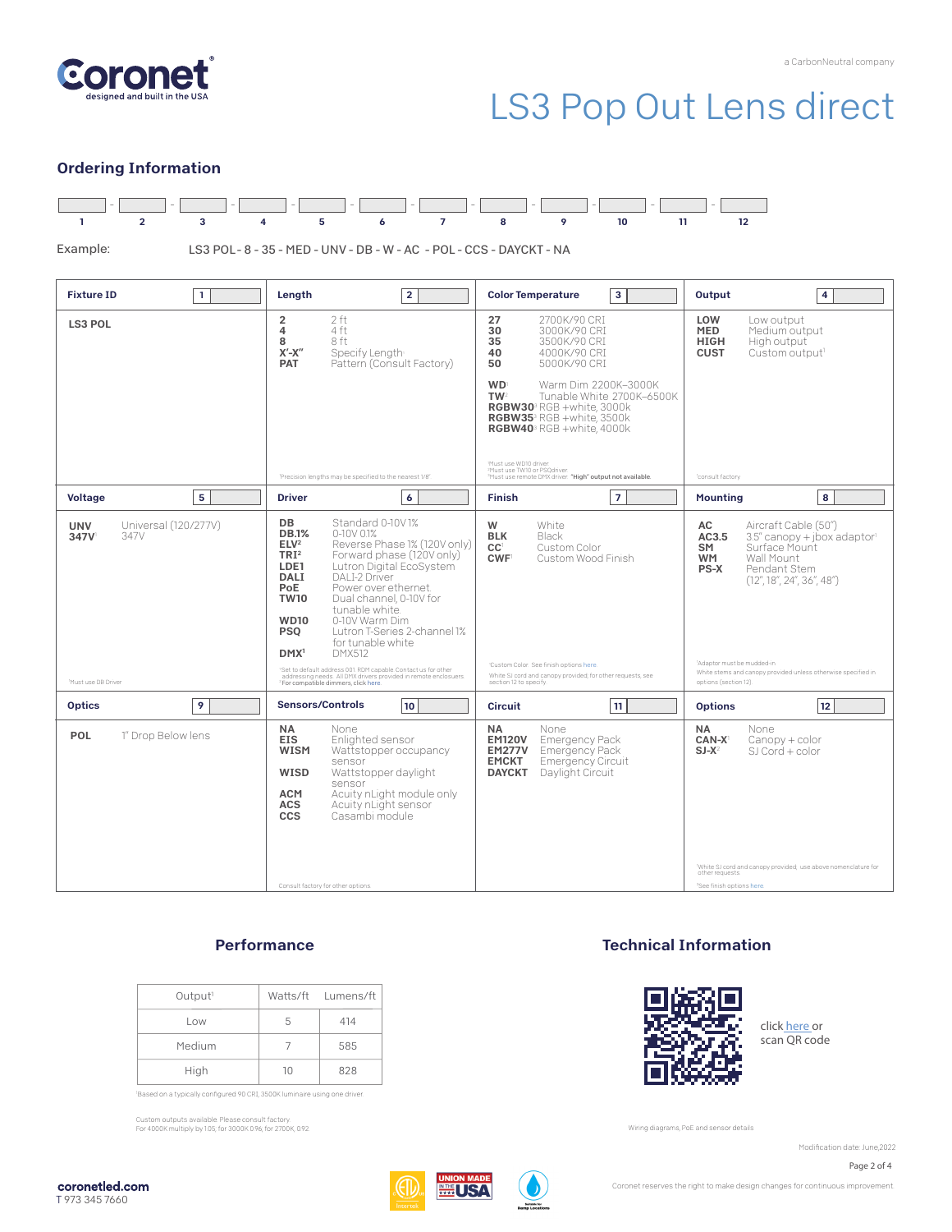Coronet
designed and built in the USA

a CarbonNeutral company

# LS3 Pop Out Lens direct

## Ordering Information

| 1 | 2 | 3 | 4 | 5 | 6 | 7 | 8 | 9 | 10 | 11 | 12 |
|---|---|---|---|---|---|---|---|---|---|---|---|
| | | | | | | | | | | | |

Example: LS3 POL - 8 - 35 - MED - UNV - DB - W - AC - POL - CCS - DAYCKT - NA

### Fixture ID [1]

**LS3 POL**

### Length [2]

- **2** — 2 ft
- **4** — 4 ft
- **8** — 8 ft
- **X'-X"** — Specify Length[1]
- **PAT** — Pattern (Consult Factory)

[1]Precision lengths may be specified to the nearest 1/8"

### Color Temperature [3]

- **27** — 2700K/90 CRI
- **30** — 3000K/90 CRI
- **35** — 3500K/90 CRI
- **40** — 4000K/90 CRI
- **50** — 5000K/90 CRI
- **WD**[1] — Warm Dim 2200K–3000K
- **TW**[2] — Tunable White 2700K–6500K
- **RGBW30**[3] — RGB +white, 3000k
- **RGBW35**[3] — RGB +white, 3500k
- **RGBW40**[3] — RGB +white, 4000k

[1]Must use WD10 driver.
[2]Must use TW10 or PSQdriver.
[3]Must use remote DMX driver. **"High" output not available.**

### Output [4]

- **LOW** — Low output
- **MED** — Medium output
- **HIGH** — High output
- **CUST** — Custom output[1]

[1]consult factory

### Voltage [5]

- **UNV** — Universal (120/277V)
- **347V**[1] — 347V

[1]Must use DB Driver

### Driver [6]

- **DB** — Standard 0-10V 1%
- **DB.1%** — 0-10V 0.1%
- **ELV**[2] — Reverse Phase 1% (120V only)
- **TRI**[2] — Forward phase (120V only)
- **LDE1** — Lutron Digital EcoSystem
- **DALI** — DALI-2 Driver
- **PoE** — Power over ethernet
- **TW10** — Dual channel, 0-10V for tunable white
- **WD10** — 0-10V Warm Dim
- **PSQ** — Lutron T-Series 2-channel 1% for tunable white
- **DMX**[1] — DMX512

[1]Set to default address 001. RDM capable. Contact us for other addressing needs. All DMX drivers provided in remote enclosures.
[2]For compatible dimmers, click here

### Finish [7]

- **W** — White
- **BLK** — Black
- **CC**[1] — Custom Color
- **CWF**[1] — Custom Wood Finish

[1]Custom Color. See finish options here.
White SJ cord and canopy provided; for other requests, see section 12 to specify

### Mounting [8]

- **AC** — Aircraft Cable (50")
- **AC3.5** — 3.5" canopy + jbox adaptor[1]
- **SM** — Surface Mount
- **WM** — Wall Mount
- **PS-X** — Pendant Stem (12", 18", 24", 36", 48")

[1]Adaptor must be mudded-in
White stems and canopy provided unless otherwise specified in options (section 12).

### Optics [9]

- **POL** — 1" Drop Below lens

### Sensors/Controls [10]

- **NA** — None
- **EIS** — Enlighted sensor
- **WISM** — Wattstopper occupancy sensor
- **WISD** — Wattstopper daylight sensor
- **ACM** — Acuity nLight module only
- **ACS** — Acuity nLight sensor
- **CCS** — Casambi module

Consult factory for other options

### Circuit [11]

- **NA** — None
- **EM120V** — Emergency Pack
- **EM277V** — Emergency Pack
- **EMCKT** — Emergency Circuit
- **DAYCKT** — Daylight Circuit

### Options [12]

- **NA** — None
- **CAN-X**[1] — Canopy + color
- **SJ-X**[2] — SJ Cord + color

[1]White SJ cord and canopy provided, use above nomenclature for other requests
[2]See finish options here

## Performance

| Output[1] | Watts/ft | Lumens/ft |
|---|---|---|
| Low | 5 | 414 |
| Medium | 7 | 585 |
| High | 10 | 828 |

[1]Based on a typically configured 90 CRI, 3500K luminaire using one driver.

Custom outputs available. Please consult factory.
For 4000K multiply by 1.05; for 3000K 0.96; for 2700K, 0.92

## Technical Information

click here or scan QR code

Wiring diagrams, PoE and sensor details

Modification date: June,2022

**coronetled.com**
T 973 345 7660

Coronet reserves the right to make design changes for continuous improvement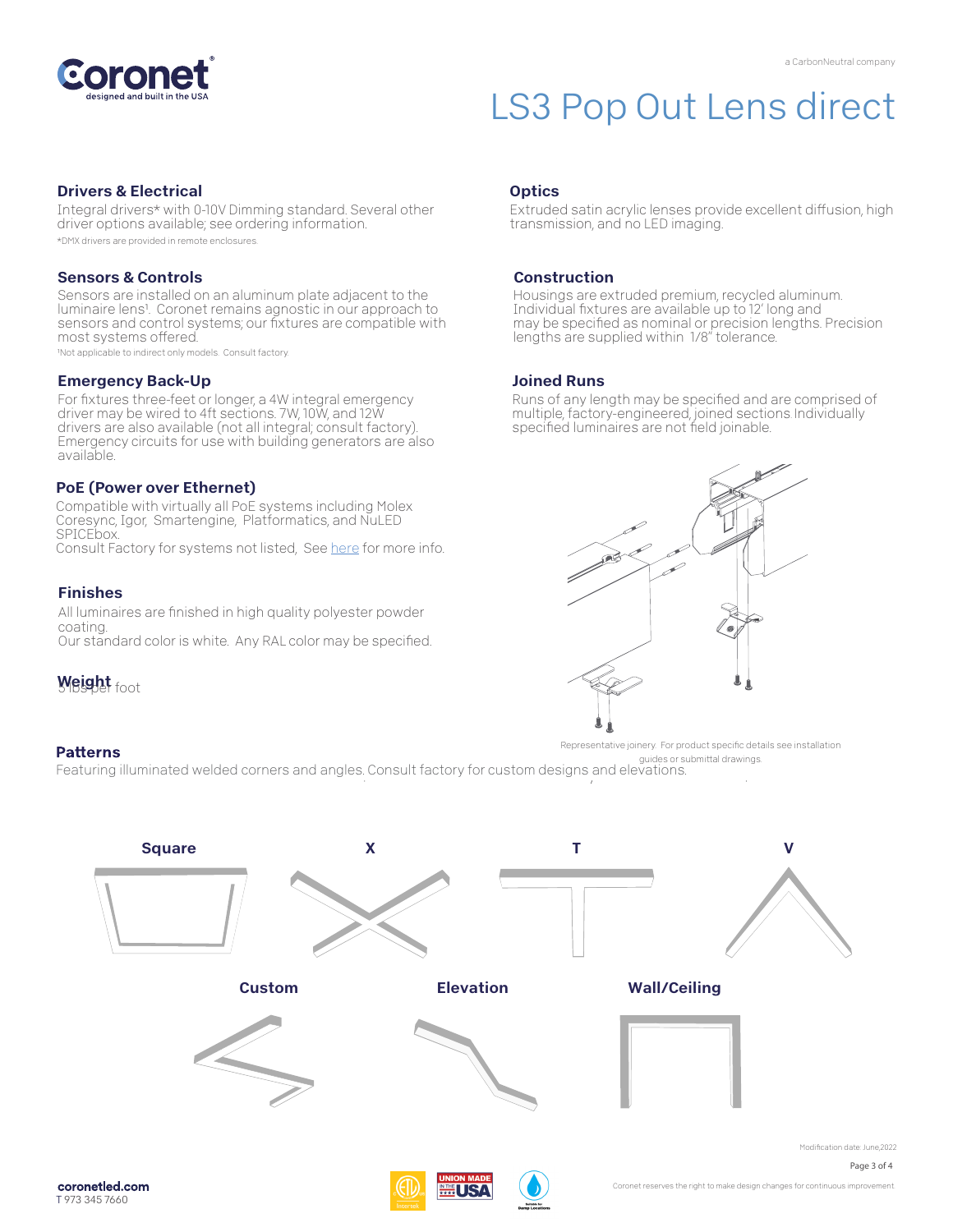# LS3 Pop Out Lens direct

a CarbonNeutral company

## Drivers & Electrical

Integral drivers* with 0-10V Dimming standard. Several other driver options available; see ordering information.

*DMX drivers are provided in remote enclosures.

## Sensors & Controls

Sensors are installed on an aluminum plate adjacent to the luminaire lens[1]. Coronet remains agnostic in our approach to sensors and control systems; our fixtures are compatible with most systems offered.

[1]Not applicable to indirect only models. Consult factory.

## Emergency Back-Up

For fixtures three-feet or longer, a 4W integral emergency driver may be wired to 4ft sections. 7W, 10W, and 12W drivers are also available (not all integral; consult factory). Emergency circuits for use with building generators are also available.

## PoE (Power over Ethernet)

Compatible with virtually all PoE systems including Molex Coresync, Igor, Smartengine, Platformatics, and NuLED SPICEbox.
Consult Factory for systems not listed, See here for more info.

## Finishes

All luminaires are finished in high quality polyester powder coating.
Our standard color is white. Any RAL color may be specified.

## Weight

3 lbs per foot

## Optics

Extruded satin acrylic lenses provide excellent diffusion, high transmission, and no LED imaging.

## Construction

Housings are extruded premium, recycled aluminum. Individual fixtures are available up to 12' long and may be specified as nominal or precision lengths. Precision lengths are supplied within 1/8" tolerance.

## Joined Runs

Runs of any length may be specified and are comprised of multiple, factory-engineered, joined sections. Individually specified luminaires are not field joinable.

Representative joinery. For product specific details see installation guides or submittal drawings.

## Patterns

Featuring illuminated welded corners and angles. Consult factory for custom designs and elevations.

Square | X | T | V

Custom | Elevation | Wall/Ceiling

Modification date: June,2022

coronetled.com
T 973 345 7660

Coronet reserves the right to make design changes for continuous improvement.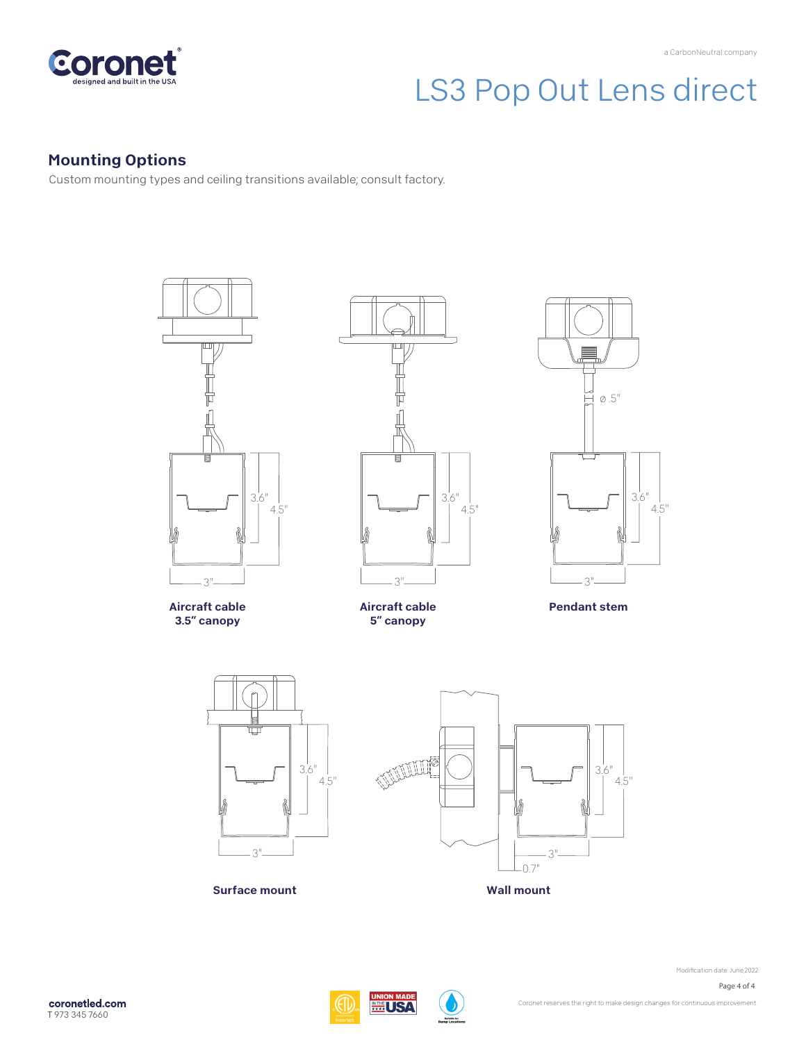# LS3 Pop Out Lens direct

## Mounting Options

Custom mounting types and ceiling transitions available; consult factory.

3.6"
4.5"
3"

**Aircraft cable 3.5" canopy**

3.6"
4.5"
3"

**Aircraft cable 5" canopy**

ø .5"
3.6"
4.5"
3"

**Pendant stem**

3.6"
4.5"
3"

**Surface mount**

3.6"
4.5"
3"
0.7"

**Wall mount**

Modification date: June,2022

coronetled.com
T 973 345 7660

Coronet reserves the right to make design changes for continuous improvement